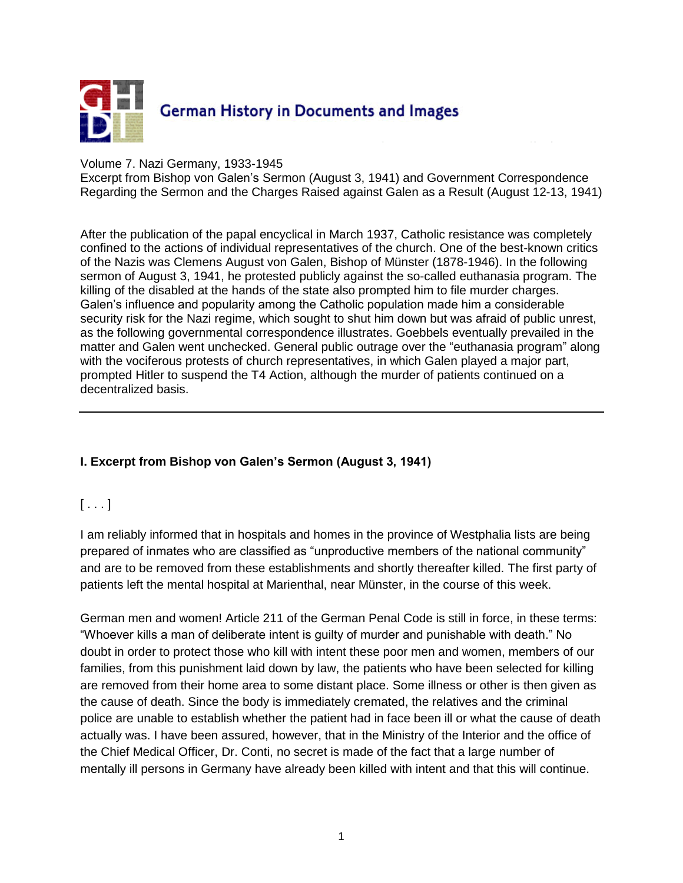German History in Documents and Images

Volume 7. Nazi Germany, 1933-1945
Excerpt from Bishop von Galen's Sermon (August 3, 1941) and Government Correspondence Regarding the Sermon and the Charges Raised against Galen as a Result (August 12-13, 1941)

After the publication of the papal encyclical in March 1937, Catholic resistance was completely confined to the actions of individual representatives of the church. One of the best-known critics of the Nazis was Clemens August von Galen, Bishop of Münster (1878-1946). In the following sermon of August 3, 1941, he protested publicly against the so-called euthanasia program. The killing of the disabled at the hands of the state also prompted him to file murder charges. Galen's influence and popularity among the Catholic population made him a considerable security risk for the Nazi regime, which sought to shut him down but was afraid of public unrest, as the following governmental correspondence illustrates. Goebbels eventually prevailed in the matter and Galen went unchecked. General public outrage over the "euthanasia program" along with the vociferous protests of church representatives, in which Galen played a major part, prompted Hitler to suspend the T4 Action, although the murder of patients continued on a decentralized basis.

---

**I. Excerpt from Bishop von Galen's Sermon (August 3, 1941)**

[ . . . ]

I am reliably informed that in hospitals and homes in the province of Westphalia lists are being prepared of inmates who are classified as "unproductive members of the national community" and are to be removed from these establishments and shortly thereafter killed. The first party of patients left the mental hospital at Marienthal, near Münster, in the course of this week.

German men and women! Article 211 of the German Penal Code is still in force, in these terms: "Whoever kills a man of deliberate intent is guilty of murder and punishable with death." No doubt in order to protect those who kill with intent these poor men and women, members of our families, from this punishment laid down by law, the patients who have been selected for killing are removed from their home area to some distant place. Some illness or other is then given as the cause of death. Since the body is immediately cremated, the relatives and the criminal police are unable to establish whether the patient had in face been ill or what the cause of death actually was. I have been assured, however, that in the Ministry of the Interior and the office of the Chief Medical Officer, Dr. Conti, no secret is made of the fact that a large number of mentally ill persons in Germany have already been killed with intent and that this will continue.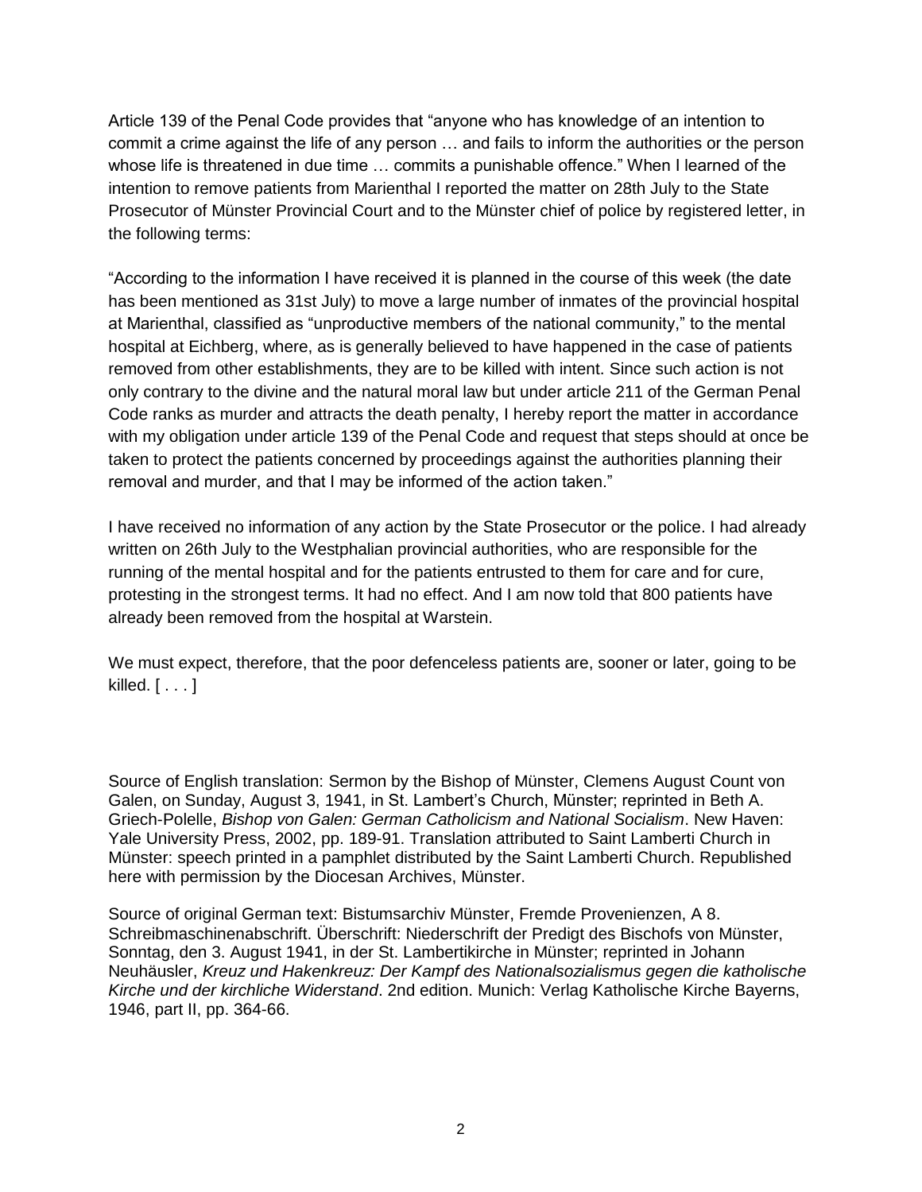Article 139 of the Penal Code provides that "anyone who has knowledge of an intention to commit a crime against the life of any person … and fails to inform the authorities or the person whose life is threatened in due time … commits a punishable offence." When I learned of the intention to remove patients from Marienthal I reported the matter on 28th July to the State Prosecutor of Münster Provincial Court and to the Münster chief of police by registered letter, in the following terms:

"According to the information I have received it is planned in the course of this week (the date has been mentioned as 31st July) to move a large number of inmates of the provincial hospital at Marienthal, classified as "unproductive members of the national community," to the mental hospital at Eichberg, where, as is generally believed to have happened in the case of patients removed from other establishments, they are to be killed with intent. Since such action is not only contrary to the divine and the natural moral law but under article 211 of the German Penal Code ranks as murder and attracts the death penalty, I hereby report the matter in accordance with my obligation under article 139 of the Penal Code and request that steps should at once be taken to protect the patients concerned by proceedings against the authorities planning their removal and murder, and that I may be informed of the action taken."

I have received no information of any action by the State Prosecutor or the police. I had already written on 26th July to the Westphalian provincial authorities, who are responsible for the running of the mental hospital and for the patients entrusted to them for care and for cure, protesting in the strongest terms. It had no effect. And I am now told that 800 patients have already been removed from the hospital at Warstein.

We must expect, therefore, that the poor defenceless patients are, sooner or later, going to be killed. [ . . . ]

Source of English translation: Sermon by the Bishop of Münster, Clemens August Count von Galen, on Sunday, August 3, 1941, in St. Lambert's Church, Münster; reprinted in Beth A. Griech-Polelle, *Bishop von Galen: German Catholicism and National Socialism*. New Haven: Yale University Press, 2002, pp. 189-91. Translation attributed to Saint Lamberti Church in Münster: speech printed in a pamphlet distributed by the Saint Lamberti Church. Republished here with permission by the Diocesan Archives, Münster.

Source of original German text: Bistumsarchiv Münster, Fremde Provenienzen, A 8. Schreibmaschinenabschrift. Überschrift: Niederschrift der Predigt des Bischofs von Münster, Sonntag, den 3. August 1941, in der St. Lambertikirche in Münster; reprinted in Johann Neuhäusler, *Kreuz und Hakenkreuz: Der Kampf des Nationalsozialismus gegen die katholische Kirche und der kirchliche Widerstand*. 2nd edition. Munich: Verlag Katholische Kirche Bayerns, 1946, part II, pp. 364-66.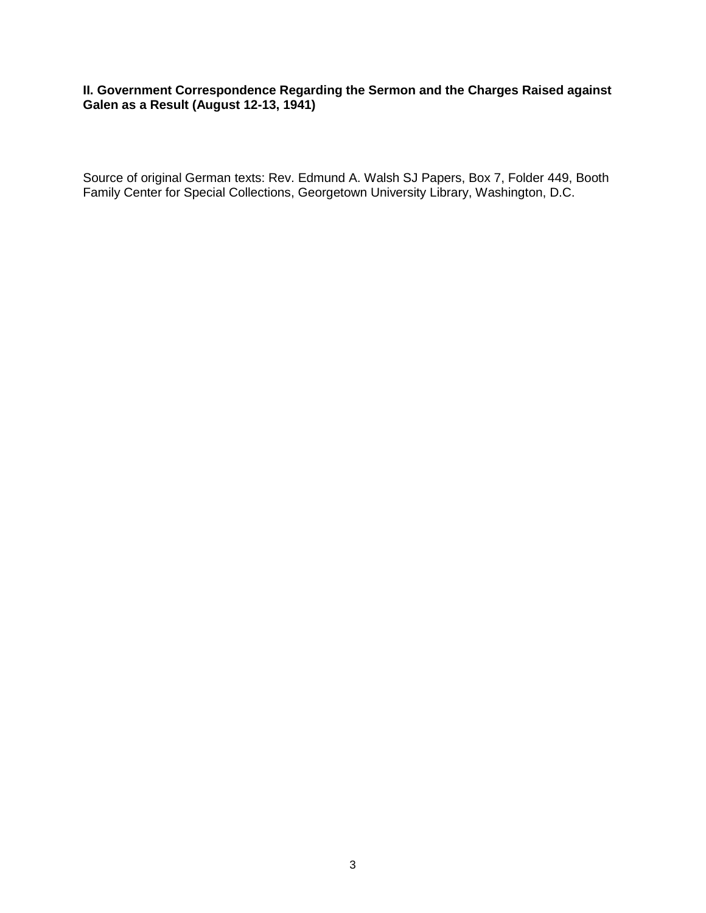## II. Government Correspondence Regarding the Sermon and the Charges Raised against Galen as a Result (August 12-13, 1941)

Source of original German texts: Rev. Edmund A. Walsh SJ Papers, Box 7, Folder 449, Booth Family Center for Special Collections, Georgetown University Library, Washington, D.C.